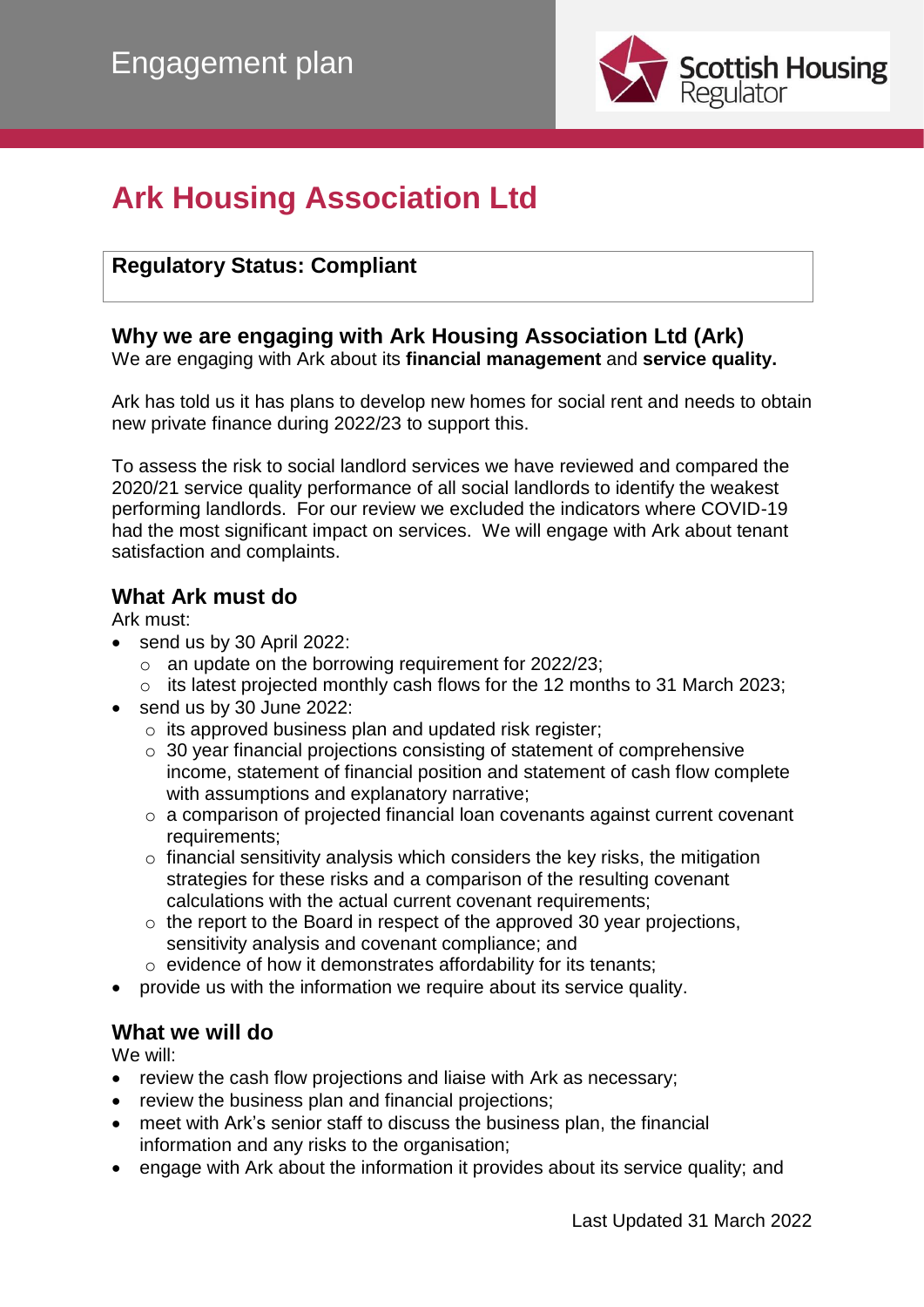Engagement plan

# Ark Housing Association Ltd

**Regulatory Status: Compliant**

## Why we are engaging with Ark Housing Association Ltd (Ark)

We are engaging with Ark about its **financial management** and **service quality.**

Ark has told us it has plans to develop new homes for social rent and needs to obtain new private finance during 2022/23 to support this.

To assess the risk to social landlord services we have reviewed and compared the 2020/21 service quality performance of all social landlords to identify the weakest performing landlords. For our review we excluded the indicators where COVID-19 had the most significant impact on services. We will engage with Ark about tenant satisfaction and complaints.

## What Ark must do

Ark must:

- send us by 30 April 2022:
  - an update on the borrowing requirement for 2022/23;
  - its latest projected monthly cash flows for the 12 months to 31 March 2023;
- send us by 30 June 2022:
  - its approved business plan and updated risk register;
  - 30 year financial projections consisting of statement of comprehensive income, statement of financial position and statement of cash flow complete with assumptions and explanatory narrative;
  - a comparison of projected financial loan covenants against current covenant requirements;
  - financial sensitivity analysis which considers the key risks, the mitigation strategies for these risks and a comparison of the resulting covenant calculations with the actual current covenant requirements;
  - the report to the Board in respect of the approved 30 year projections, sensitivity analysis and covenant compliance; and
  - evidence of how it demonstrates affordability for its tenants;
- provide us with the information we require about its service quality.

## What we will do

We will:

- review the cash flow projections and liaise with Ark as necessary;
- review the business plan and financial projections;
- meet with Ark's senior staff to discuss the business plan, the financial information and any risks to the organisation;
- engage with Ark about the information it provides about its service quality; and

Last Updated 31 March 2022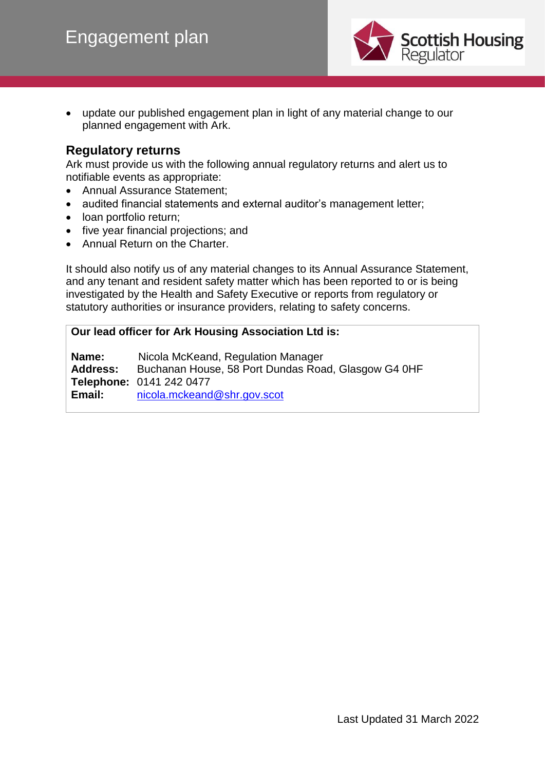- update our published engagement plan in light of any material change to our planned engagement with Ark.

## Regulatory returns

Ark must provide us with the following annual regulatory returns and alert us to notifiable events as appropriate:

- Annual Assurance Statement;
- audited financial statements and external auditor's management letter;
- loan portfolio return;
- five year financial projections; and
- Annual Return on the Charter.

It should also notify us of any material changes to its Annual Assurance Statement, and any tenant and resident safety matter which has been reported to or is being investigated by the Health and Safety Executive or reports from regulatory or statutory authorities or insurance providers, relating to safety concerns.

**Our lead officer for Ark Housing Association Ltd is:**

**Name:** Nicola McKeand, Regulation Manager
**Address:** Buchanan House, 58 Port Dundas Road, Glasgow G4 0HF
**Telephone:** 0141 242 0477
**Email:** nicola.mckeand@shr.gov.scot

Last Updated 31 March 2022